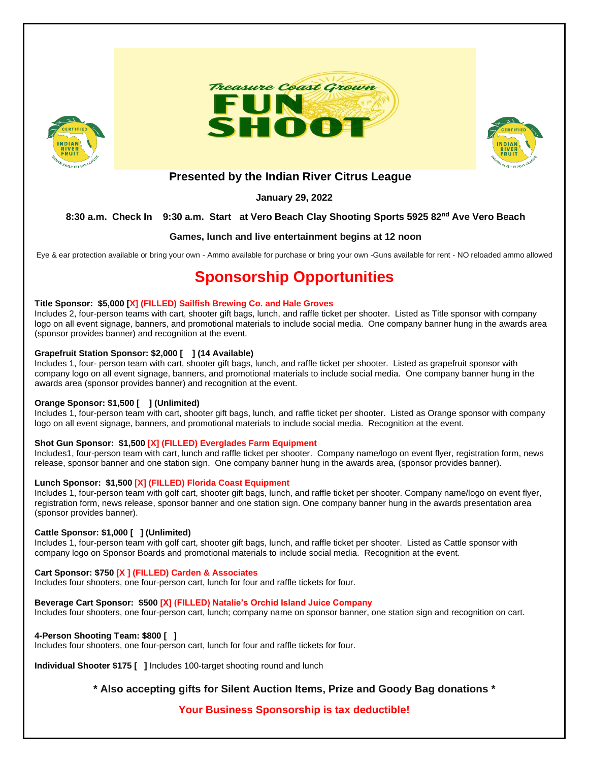Treasure Coast Grown

# FUN SHOOT

**Presented by the Indian River Citrus League**

**January 29, 2022**

**8:30 a.m. Check In 9:30 a.m. Start at Vero Beach Clay Shooting Sports 5925 82nd Ave Vero Beach**

**Games, lunch and live entertainment begins at 12 noon**

Eye & ear protection available or bring your own - Ammo available for purchase or bring your own -Guns available for rent - NO reloaded ammo allowed

## Sponsorship Opportunities

**Title Sponsor: $5,000 [X] (FILLED) Sailfish Brewing Co. and Hale Groves**
Includes 2, four-person teams with cart, shooter gift bags, lunch, and raffle ticket per shooter. Listed as Title sponsor with company logo on all event signage, banners, and promotional materials to include social media. One company banner hung in the awards area (sponsor provides banner) and recognition at the event.

**Grapefruit Station Sponsor: $2,000 [ ] (14 Available)**
Includes 1, four- person team with cart, shooter gift bags, lunch, and raffle ticket per shooter. Listed as grapefruit sponsor with company logo on all event signage, banners, and promotional materials to include social media. One company banner hung in the awards area (sponsor provides banner) and recognition at the event.

**Orange Sponsor: $1,500 [ ] (Unlimited)**
Includes 1, four-person team with cart, shooter gift bags, lunch, and raffle ticket per shooter. Listed as Orange sponsor with company logo on all event signage, banners, and promotional materials to include social media. Recognition at the event.

**Shot Gun Sponsor: $1,500 [X] (FILLED) Everglades Farm Equipment**
Includes1, four-person team with cart, lunch and raffle ticket per shooter. Company name/logo on event flyer, registration form, news release, sponsor banner and one station sign. One company banner hung in the awards area, (sponsor provides banner).

**Lunch Sponsor: $1,500 [X] (FILLED) Florida Coast Equipment**
Includes 1, four-person team with golf cart, shooter gift bags, lunch, and raffle ticket per shooter. Company name/logo on event flyer, registration form, news release, sponsor banner and one station sign. One company banner hung in the awards presentation area (sponsor provides banner).

**Cattle Sponsor: $1,000 [ ] (Unlimited)**
Includes 1, four-person team with golf cart, shooter gift bags, lunch, and raffle ticket per shooter. Listed as Cattle sponsor with company logo on Sponsor Boards and promotional materials to include social media. Recognition at the event.

**Cart Sponsor: $750 [X ] (FILLED) Carden & Associates**
Includes four shooters, one four-person cart, lunch for four and raffle tickets for four.

**Beverage Cart Sponsor: $500 [X] (FILLED) Natalie's Orchid Island Juice Company**
Includes four shooters, one four-person cart, lunch; company name on sponsor banner, one station sign and recognition on cart.

**4-Person Shooting Team: $800 [ ]**
Includes four shooters, one four-person cart, lunch for four and raffle tickets for four.

**Individual Shooter $175 [ ]** Includes 100-target shooting round and lunch

**\* Also accepting gifts for Silent Auction Items, Prize and Goody Bag donations \***

**Your Business Sponsorship is tax deductible!**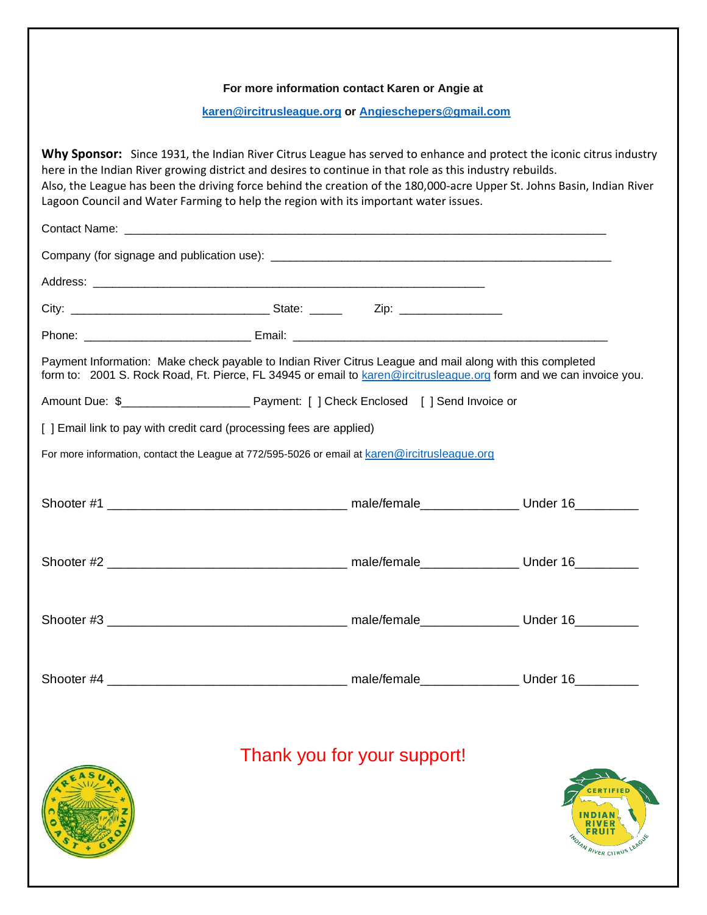**For more information contact Karen or Angie at**

**karen@ircitrusleague.org or Angieschepers@gmail.com**

**Why Sponsor:** Since 1931, the Indian River Citrus League has served to enhance and protect the iconic citrus industry here in the Indian River growing district and desires to continue in that role as this industry rebuilds.
Also, the League has been the driving force behind the creation of the 180,000-acre Upper St. Johns Basin, Indian River Lagoon Council and Water Farming to help the region with its important water issues.

Contact Name: ______________________________________________________________________________

Company (for signage and publication use): ______________________________________________________

Address: _________________________________________________________________

City: _______________________________ State: _____ Zip: ________________

Phone: __________________________ Email: __________________________________________________

Payment Information: Make check payable to Indian River Citrus League and mail along with this completed form to: 2001 S. Rock Road, Ft. Pierce, FL 34945 or email to karen@ircitrusleague.org form and we can invoice you.

Amount Due: $____________________ Payment: [ ] Check Enclosed [ ] Send Invoice or

[ ] Email link to pay with credit card (processing fees are applied)

For more information, contact the League at 772/595-5026 or email at karen@ircitrusleague.org

Shooter #1 __________________________________ male/female______________ Under 16_________

Shooter #2 __________________________________ male/female______________ Under 16_________

Shooter #3 __________________________________ male/female______________ Under 16_________

Shooter #4 __________________________________ male/female______________ Under 16_________

Thank you for your support!